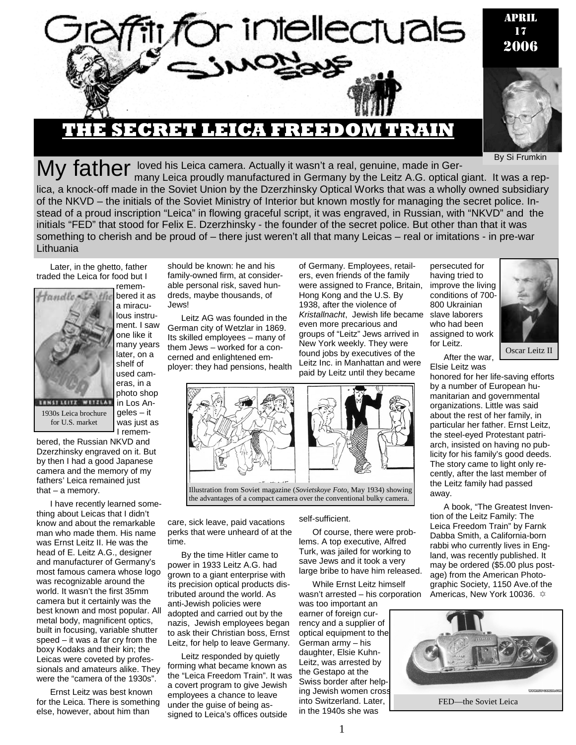# Graffiti for intellectuals

## Simon Says

APRIL 17 2006

# THE SECRET LEICA FREEDOM TRAIN

By Si Frumkin

**My father** loved his Leica camera. Actually it wasn't a real, genuine, made in Germany Leica proudly manufactured in Germany by the Leitz A.G. optical giant. It was a replica, a knock-off made in the Soviet Union by the Dzerzhinsky Optical Works that was a wholly owned subsidiary of the NKVD – the initials of the Soviet Ministry of Interior but known mostly for managing the secret police. Instead of a proud inscription "Leica" in flowing graceful script, it was engraved, in Russian, with "NKVD" and the initials "FED" that stood for Felix E. Dzerzhinsky - the founder of the secret police. But other than that it was something to cherish and be proud of – there just weren't all that many Leicas – real or imitations - in pre-war Lithuania

Later, in the ghetto, father traded the Leica for food but I remembered it as a miraculous instrument. I saw one like it many years later, on a shelf of used cameras, in a photo shop in Los Angeles – it was just as I remembered, the Russian NKVD and Dzerzhinsky engraved on it. But by then I had a good Japanese camera and the memory of my fathers' Leica remained just that – a memory.

1930s Leica brochure for U.S. market

I have recently learned something about Leicas that I didn't know and about the remarkable man who made them. His name was Ernst Leitz II. He was the head of E. Leitz A.G., designer and manufacturer of Germany's most famous camera whose logo was recognizable around the world. It wasn't the first 35mm camera but it certainly was the best known and most popular. All metal body, magnificent optics, built in focusing, variable shutter speed – it was a far cry from the boxy Kodaks and their kin; the Leicas were coveted by professionals and amateurs alike. They were the "camera of the 1930s".

Ernst Leitz was best known for the Leica. There is something else, however, about him than should be known: he and his family-owned firm, at considerable personal risk, saved hundreds, maybe thousands, of Jews!

Leitz AG was founded in the German city of Wetzlar in 1869. Its skilled employees – many of them Jews – worked for a concerned and enlightened employer: they had pensions, health care, sick leave, paid vacations perks that were unheard of at the time.

By the time Hitler came to power in 1933 Leitz A.G. had grown to a giant enterprise with its precision optical products distributed around the world. As anti-Jewish policies were adopted and carried out by the nazis, Jewish employees began to ask their Christian boss, Ernst Leitz, for help to leave Germany.

Leitz responded by quietly forming what became known as the "Leica Freedom Train". It was a covert program to give Jewish employees a chance to leave under the guise of being assigned to Leica's offices outside of Germany. Employees, retailers, even friends of the family were assigned to France, Britain, Hong Kong and the U.S. By 1938, after the violence of *Kristallnacht*, Jewish life became even more precarious and groups of "Leitz" Jews arrived in New York weekly. They were found jobs by executives of the Leitz Inc. in Manhattan and were paid by Leitz until they became self-sufficient.

Illustration from Soviet magazine (*Sovietskoye Foto*, May 1934) showing the advantages of a compact camera over the conventional bulky camera.

Of course, there were problems. A top executive, Alfred Turk, was jailed for working to save Jews and it took a very large bribe to have him released.

While Ernst Leitz himself wasn't arrested – his corporation was too important an earner of foreign currency and a supplier of optical equipment to the German army – his daughter, Elsie Kuhn-Leitz, was arrested by the Gestapo at the Swiss border after helping Jewish women cross into Switzerland. Later, in the 1940s she was persecuted for having tried to improve the living conditions of 700-800 Ukrainian slave laborers who had been assigned to work for Leitz.

Oscar Leitz II

After the war, Elsie Leitz was honored for her life-saving efforts by a number of European humanitarian and governmental organizations. Little was said about the rest of her family, in particular her father. Ernst Leitz, the steel-eyed Protestant patriarch, insisted on having no publicity for his family's good deeds. The story came to light only recently, after the last member of the Leitz family had passed away.

A book, "The Greatest Invention of the Leitz Family: The Leica Freedom Train" by Farnk Dabba Smith, a California-born rabbi who currently lives in England, was recently published. It may be ordered ($5.00 plus postage) from the American Photographic Society, 1150 Ave.of the Americas, New York 10036. ✡

FED—the Soviet Leica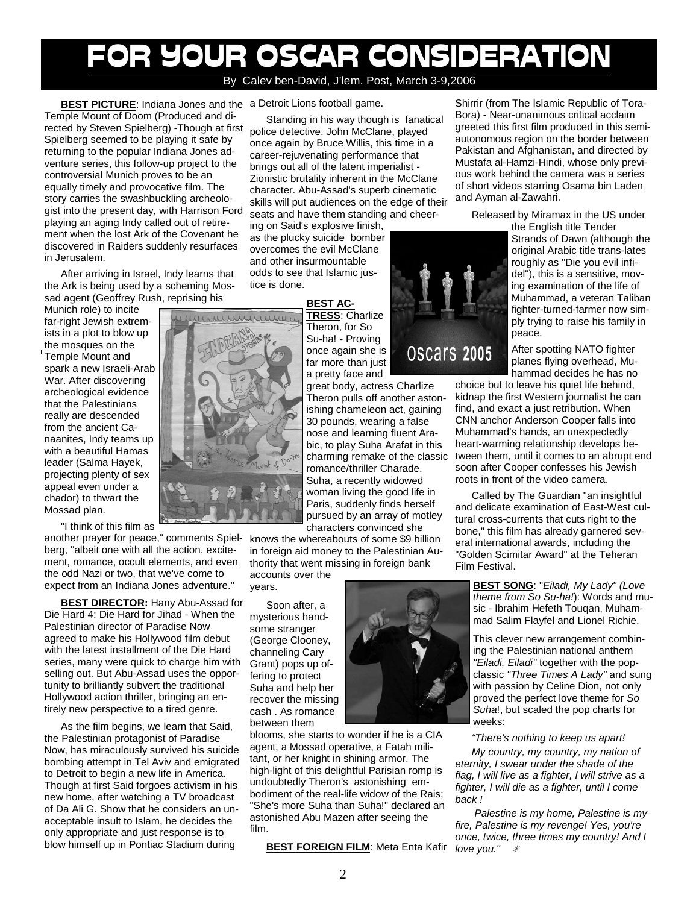# FOR YOUR OSCAR CONSIDERATION

By Calev ben-David, J'lem. Post, March 3-9,2006

**BEST PICTURE**: Indiana Jones and the Temple Mount of Doom (Produced and directed by Steven Spielberg) -Though at first Spielberg seemed to be playing it safe by returning to the popular Indiana Jones adventure series, this follow-up project to the controversial Munich proves to be an equally timely and provocative film. The story carries the swashbuckling archeologist into the present day, with Harrison Ford playing an aging Indy called out of retirement when the lost Ark of the Covenant he discovered in Raiders suddenly resurfaces in Jerusalem.

After arriving in Israel, Indy learns that the Ark is being used by a scheming Mossad agent (Geoffrey Rush, reprising his Munich role) to incite far-right Jewish extremists in a plot to blow up the mosques on the Temple Mount and spark a new Israeli-Arab War. After discovering archeological evidence that the Palestinians really are descended from the ancient Canaanites, Indy teams up with a beautiful Hamas leader (Salma Hayek, projecting plenty of sex appeal even under a chador) to thwart the Mossad plan.

"I think of this film as another prayer for peace," comments Spielberg, "albeit one with all the action, excitement, romance, occult elements, and even the odd Nazi or two, that we've come to expect from an Indiana Jones adventure."

**BEST DIRECTOR:** Hany Abu-Assad for Die Hard 4: Die Hard for Jihad - When the Palestinian director of Paradise Now agreed to make his Hollywood film debut with the latest installment of the Die Hard series, many were quick to charge him with selling out. But Abu-Assad uses the opportunity to brilliantly subvert the traditional Hollywood action thriller, bringing an entirely new perspective to a tired genre.

As the film begins, we learn that Said, the Palestinian protagonist of Paradise Now, has miraculously survived his suicide bombing attempt in Tel Aviv and emigrated to Detroit to begin a new life in America. Though at first Said forgoes activism in his new home, after watching a TV broadcast of Da Ali G. Show that he considers an unacceptable insult to Islam, he decides the only appropriate and just response is to blow himself up in Pontiac Stadium during a Detroit Lions football game.

Standing in his way though is fanatical police detective. John McClane, played once again by Bruce Willis, this time in a career-rejuvenating performance that brings out all of the latent imperialist - Zionistic brutality inherent in the McClane character. Abu-Assad's superb cinematic skills will put audiences on the edge of their seats and have them standing and cheering on Said's explosive finish, as the plucky suicide bomber overcomes the evil McClane and other insurmountable odds to see that Islamic justice is done.

**BEST ACTRESS**: Charlize Theron, for So Su-ha! - Proving once again she is far more than just a pretty face and great body, actress Charlize Theron pulls off another astonishing chameleon act, gaining 30 pounds, wearing a false nose and learning fluent Arabic, to play Suha Arafat in this charming remake of the classic romance/thriller Charade. Suha, a recently widowed woman living the good life in Paris, suddenly finds herself pursued by an array of motley characters convinced she knows the whereabouts of some $9 billion in foreign aid money to the Palestinian Authority that went missing in foreign bank accounts over the years.

Soon after, a mysterious handsome stranger (George Clooney, channeling Cary Grant) pops up offering to protect Suha and help her recover the missing cash . As romance between them blooms, she starts to wonder if he is a CIA agent, a Mossad operative, a Fatah militant, or her knight in shining armor. The high-light of this delightful Parisian romp is undoubtedly Theron's astonishing embodiment of the real-life widow of the Rais; "She's more Suha than Suha!" declared an astonished Abu Mazen after seeing the film.

**BEST FOREIGN FILM**: Meta Enta Kafir Shirrir (from The Islamic Republic of Tora-Bora) - Near-unanimous critical acclaim greeted this first film produced in this semi-autonomous region on the border between Pakistan and Afghanistan, and directed by Mustafa al-Hamzi-Hindi, whose only previous work behind the camera was a series of short videos starring Osama bin Laden and Ayman al-Zawahri.

Released by Miramax in the US under the English title Tender Strands of Dawn (although the original Arabic title trans-lates roughly as "Die you evil infidel"), this is a sensitive, moving examination of the life of Muhammad, a veteran Taliban fighter-turned-farmer now simply trying to raise his family in peace.

After spotting NATO fighter planes flying overhead, Muhammad decides he has no choice but to leave his quiet life behind, kidnap the first Western journalist he can find, and exact a just retribution. When CNN anchor Anderson Cooper falls into Muhammad's hands, an unexpectedly heart-warming relationship develops between them, until it comes to an abrupt end soon after Cooper confesses his Jewish roots in front of the video camera.

Called by The Guardian "an insightful and delicate examination of East-West cultural cross-currents that cuts right to the bone," this film has already garnered several international awards, including the "Golden Scimitar Award" at the Teheran Film Festival.

**BEST SONG**: "*Eiladi, My Lady" (Love theme from So Su-ha!*): Words and music - Ibrahim Hefeth Touqan, Muhammad Salim Flayfel and Lionel Richie.

This clever new arrangement combining the Palestinian national anthem *"Eiladi, Eiladi"* together with the pop-classic *"Three Times A Lady"* and sung with passion by Celine Dion, not only proved the perfect love theme for *So Suha*!, but scaled the pop charts for weeks:

*"There's nothing to keep us apart!*

*My country, my country, my nation of eternity, I swear under the shade of the flag, I will live as a fighter, I will strive as a fighter, I will die as a fighter, until I come back !*

*Palestine is my home, Palestine is my fire, Palestine is my revenge! Yes, you're once, twice, three times my country! And I love you."*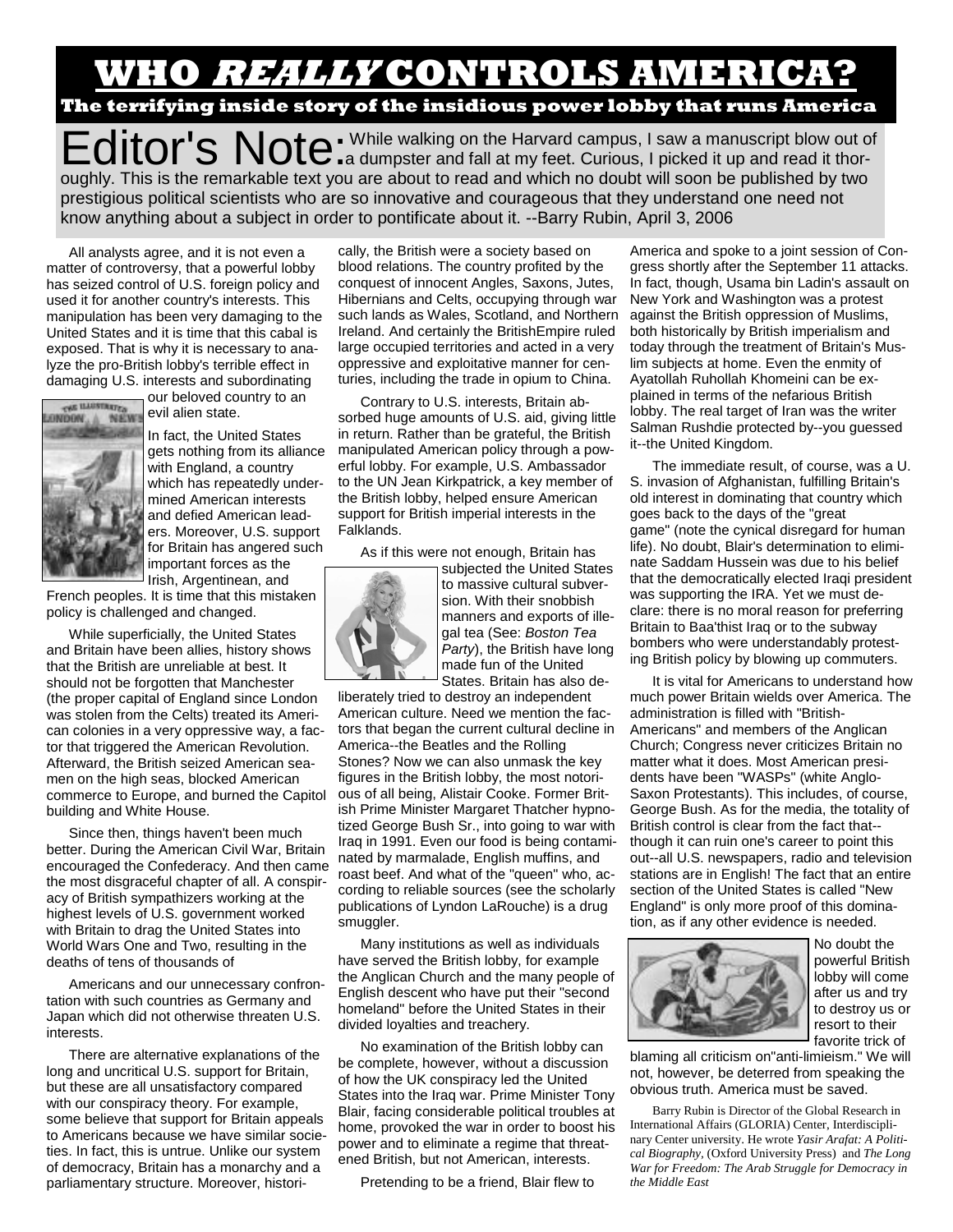# WHO *REALLY* CONTROLS AMERICA?

**The terrifying inside story of the insidious power lobby that runs America**

Editor's Note: While walking on the Harvard campus, I saw a manuscript blow out of a dumpster and fall at my feet. Curious, I picked it up and read it thoroughly. This is the remarkable text you are about to read and which no doubt will soon be published by two prestigious political scientists who are so innovative and courageous that they understand one need not know anything about a subject in order to pontificate about it. --Barry Rubin, April 3, 2006

All analysts agree, and it is not even a matter of controversy, that a powerful lobby has seized control of U.S. foreign policy and used it for another country's interests. This manipulation has been very damaging to the United States and it is time that this cabal is exposed. That is why it is necessary to analyze the pro-British lobby's terrible effect in damaging U.S. interests and subordinating our beloved country to an evil alien state.

In fact, the United States gets nothing from its alliance with England, a country which has repeatedly undermined American interests and defied American leaders. Moreover, U.S. support for Britain has angered such important forces as the Irish, Argentinean, and French peoples. It is time that this mistaken policy is challenged and changed.

While superficially, the United States and Britain have been allies, history shows that the British are unreliable at best. It should not be forgotten that Manchester (the proper capital of England since London was stolen from the Celts) treated its American colonies in a very oppressive way, a factor that triggered the American Revolution. Afterward, the British seized American seamen on the high seas, blocked American commerce to Europe, and burned the Capitol building and White House.

Since then, things haven't been much better. During the American Civil War, Britain encouraged the Confederacy. And then came the most disgraceful chapter of all. A conspiracy of British sympathizers working at the highest levels of U.S. government worked with Britain to drag the United States into World Wars One and Two, resulting in the deaths of tens of thousands of

Americans and our unnecessary confrontation with such countries as Germany and Japan which did not otherwise threaten U.S. interests.

There are alternative explanations of the long and uncritical U.S. support for Britain, but these are all unsatisfactory compared with our conspiracy theory. For example, some believe that support for Britain appeals to Americans because we have similar societies. In fact, this is untrue. Unlike our system of democracy, Britain has a monarchy and a parliamentary structure. Moreover, historically, the British were a society based on blood relations. The country profited by the conquest of innocent Angles, Saxons, Jutes, Hibernians and Celts, occupying through war such lands as Wales, Scotland, and Northern Ireland. And certainly the BritishEmpire ruled large occupied territories and acted in a very oppressive and exploitative manner for centuries, including the trade in opium to China.

Contrary to U.S. interests, Britain absorbed huge amounts of U.S. aid, giving little in return. Rather than be grateful, the British manipulated American policy through a powerful lobby. For example, U.S. Ambassador to the UN Jean Kirkpatrick, a key member of the British lobby, helped ensure American support for British imperial interests in the Falklands.

As if this were not enough, Britain has subjected the United States to massive cultural subversion. With their snobbish manners and exports of illegal tea (See: *Boston Tea Party*), the British have long made fun of the United States. Britain has also deliberately tried to destroy an independent American culture. Need we mention the factors that began the current cultural decline in America--the Beatles and the Rolling Stones? Now we can also unmask the key figures in the British lobby, the most notorious of all being, Alistair Cooke. Former British Prime Minister Margaret Thatcher hypnotized George Bush Sr., into going to war with Iraq in 1991. Even our food is being contaminated by marmalade, English muffins, and roast beef. And what of the "queen" who, according to reliable sources (see the scholarly publications of Lyndon LaRouche) is a drug smuggler.

Many institutions as well as individuals have served the British lobby, for example the Anglican Church and the many people of English descent who have put their "second homeland" before the United States in their divided loyalties and treachery.

No examination of the British lobby can be complete, however, without a discussion of how the UK conspiracy led the United States into the Iraq war. Prime Minister Tony Blair, facing considerable political troubles at home, provoked the war in order to boost his power and to eliminate a regime that threatened British, but not American, interests.

Pretending to be a friend, Blair flew to America and spoke to a joint session of Congress shortly after the September 11 attacks. In fact, though, Usama bin Ladin's assault on New York and Washington was a protest against the British oppression of Muslims, both historically by British imperialism and today through the treatment of Britain's Muslim subjects at home. Even the enmity of Ayatollah Ruhollah Khomeini can be explained in terms of the nefarious British lobby. The real target of Iran was the writer Salman Rushdie protected by--you guessed it--the United Kingdom.

The immediate result, of course, was a U. S. invasion of Afghanistan, fulfilling Britain's old interest in dominating that country which goes back to the days of the "great game" (note the cynical disregard for human life). No doubt, Blair's determination to eliminate Saddam Hussein was due to his belief that the democratically elected Iraqi president was supporting the IRA. Yet we must declare: there is no moral reason for preferring Britain to Baa'thist Iraq or to the subway bombers who were understandably protesting British policy by blowing up commuters.

It is vital for Americans to understand how much power Britain wields over America. The administration is filled with "British-Americans" and members of the Anglican Church; Congress never criticizes Britain no matter what it does. Most American presidents have been "WASPs" (white Anglo-Saxon Protestants). This includes, of course, George Bush. As for the media, the totality of British control is clear from the fact that--though it can ruin one's career to point this out--all U.S. newspapers, radio and television stations are in English! The fact that an entire section of the United States is called "New England" is only more proof of this domination, as if any other evidence is needed.

No doubt the powerful British lobby will come after us and try to destroy us or resort to their favorite trick of blaming all criticism on"anti-limieism." We will not, however, be deterred from speaking the obvious truth. America must be saved.

Barry Rubin is Director of the Global Research in International Affairs (GLORIA) Center, Interdisciplinary Center university. He wrote *Yasir Arafat: A Political Biography*, (Oxford University Press) and *The Long War for Freedom: The Arab Struggle for Democracy in the Middle East*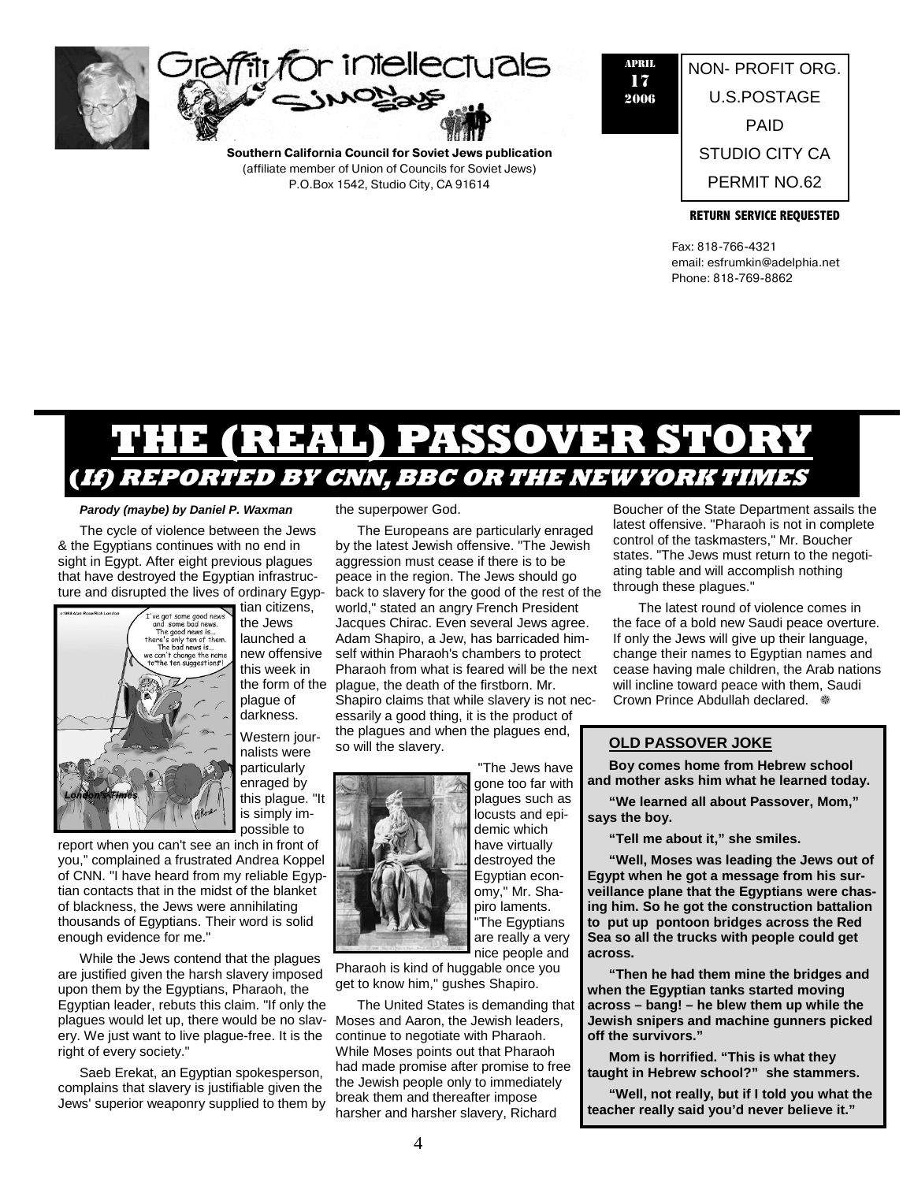Graffiti for intellectuals

Simon says

**Southern California Council for Soviet Jews publication**
(affiliate member of Union of Councils for Soviet Jews)
P.O.Box 1542, Studio City, CA 91614

APRIL 17 2006

NON- PROFIT ORG.
U.S.POSTAGE
PAID
STUDIO CITY CA
PERMIT NO.62

**RETURN SERVICE REQUESTED**

Fax: 818-766-4321
email: esfrumkin@adelphia.net
Phone: 818-769-8862

# THE (REAL) PASSOVER STORY

## (If) REPORTED BY CNN, BBC OR THE NEW YORK TIMES

***Parody (maybe) by Daniel P. Waxman***

The cycle of violence between the Jews & the Egyptians continues with no end in sight in Egypt. After eight previous plagues that have destroyed the Egyptian infrastructure and disrupted the lives of ordinary Egyptian citizens, the Jews launched a new offensive this week in the form of the plague of darkness.

Western journalists were particularly enraged by this plague. "It is simply impossible to report when you can't see an inch in front of you," complained a frustrated Andrea Koppel of CNN. "I have heard from my reliable Egyptian contacts that in the midst of the blanket of blackness, the Jews were annihilating thousands of Egyptians. Their word is solid enough evidence for me."

While the Jews contend that the plagues are justified given the harsh slavery imposed upon them by the Egyptians, Pharaoh, the Egyptian leader, rebuts this claim. "If only the plagues would let up, there would be no slavery. We just want to live plague-free. It is the right of every society."

Saeb Erekat, an Egyptian spokesperson, complains that slavery is justifiable given the Jews' superior weaponry supplied to them by the superpower God.

The Europeans are particularly enraged by the latest Jewish offensive. "The Jewish aggression must cease if there is to be peace in the region. The Jews should go back to slavery for the good of the rest of the world," stated an angry French President Jacques Chirac. Even several Jews agree. Adam Shapiro, a Jew, has barricaded himself within Pharaoh's chambers to protect Pharaoh from what is feared will be the next plague, the death of the firstborn. Mr. Shapiro claims that while slavery is not necessarily a good thing, it is the product of the plagues and when the plagues end, so will the slavery.

"The Jews have gone too far with plagues such as locusts and epidemic which have virtually destroyed the Egyptian economy," Mr. Shapiro laments. "The Egyptians are really a very nice people and Pharaoh is kind of huggable once you get to know him," gushes Shapiro.

The United States is demanding that Moses and Aaron, the Jewish leaders, continue to negotiate with Pharaoh. While Moses points out that Pharaoh had made promise after promise to free the Jewish people only to immediately break them and thereafter impose harsher and harsher slavery, Richard Boucher of the State Department assails the latest offensive. "Pharaoh is not in complete control of the taskmasters," Mr. Boucher states. "The Jews must return to the negotiating table and will accomplish nothing through these plagues."

The latest round of violence comes in the face of a bold new Saudi peace overture. If only the Jews will give up their language, change their names to Egyptian names and cease having male children, the Arab nations will incline toward peace with them, Saudi Crown Prince Abdullah declared.

### OLD PASSOVER JOKE

**Boy comes home from Hebrew school and mother asks him what he learned today.**

**"We learned all about Passover, Mom," says the boy.**

**"Tell me about it," she smiles.**

**"Well, Moses was leading the Jews out of Egypt when he got a message from his surveillance plane that the Egyptians were chasing him. So he got the construction battalion to put up pontoon bridges across the Red Sea so all the trucks with people could get across.**

**"Then he had them mine the bridges and when the Egyptian tanks started moving across – bang! – he blew them up while the Jewish snipers and machine gunners picked off the survivors."**

**Mom is horrified. "This is what they taught in Hebrew school?" she stammers.**

**"Well, not really, but if I told you what the teacher really said you'd never believe it."**